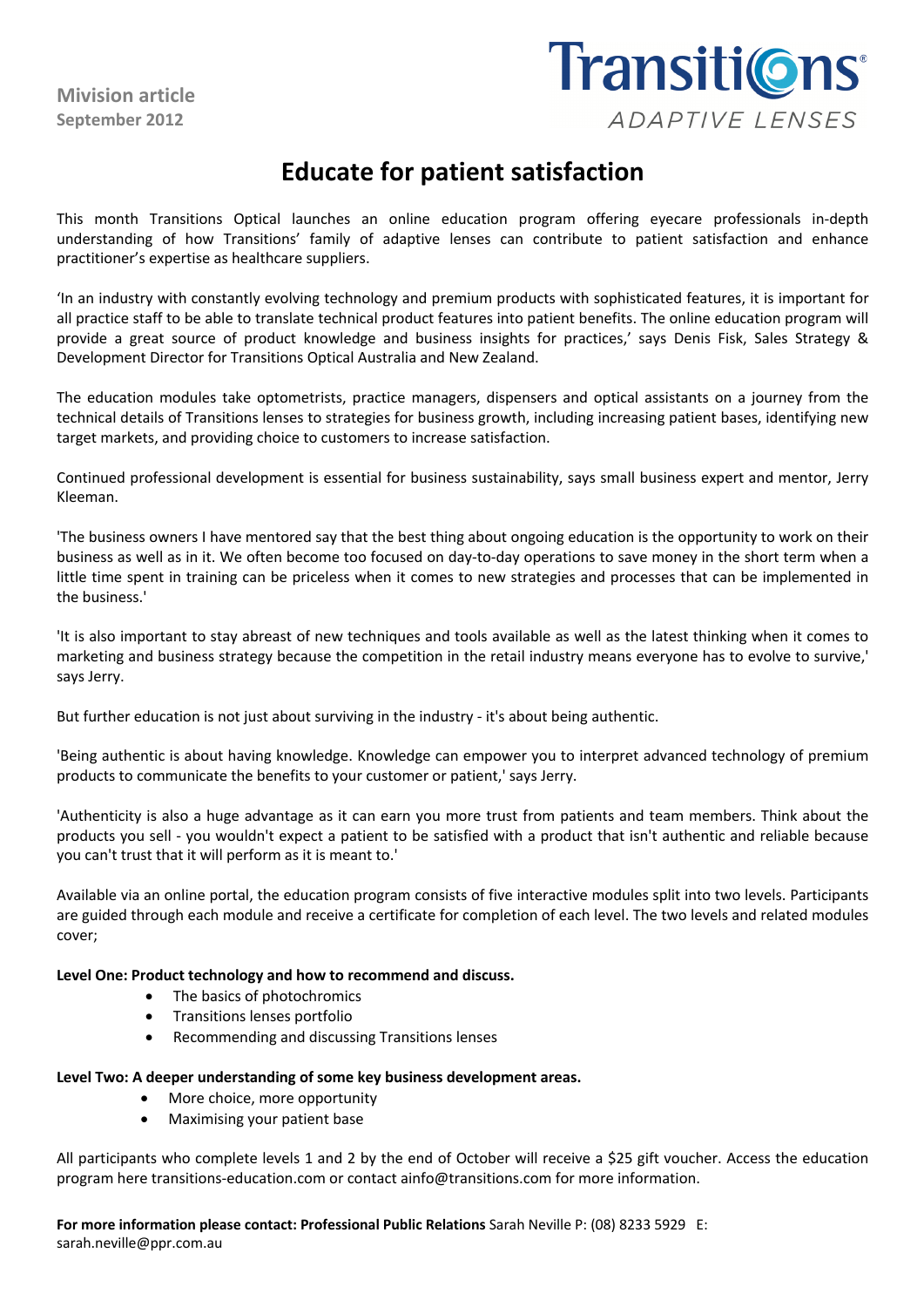**Mivision article**
**September 2012**

Transitions ADAPTIVE LENSES

# Educate for patient satisfaction

This month Transitions Optical launches an online education program offering eyecare professionals in-depth understanding of how Transitions' family of adaptive lenses can contribute to patient satisfaction and enhance practitioner's expertise as healthcare suppliers.

'In an industry with constantly evolving technology and premium products with sophisticated features, it is important for all practice staff to be able to translate technical product features into patient benefits. The online education program will provide a great source of product knowledge and business insights for practices,' says Denis Fisk, Sales Strategy & Development Director for Transitions Optical Australia and New Zealand.

The education modules take optometrists, practice managers, dispensers and optical assistants on a journey from the technical details of Transitions lenses to strategies for business growth, including increasing patient bases, identifying new target markets, and providing choice to customers to increase satisfaction.

Continued professional development is essential for business sustainability, says small business expert and mentor, Jerry Kleeman.

'The business owners I have mentored say that the best thing about ongoing education is the opportunity to work on their business as well as in it. We often become too focused on day-to-day operations to save money in the short term when a little time spent in training can be priceless when it comes to new strategies and processes that can be implemented in the business.'

'It is also important to stay abreast of new techniques and tools available as well as the latest thinking when it comes to marketing and business strategy because the competition in the retail industry means everyone has to evolve to survive,' says Jerry.

But further education is not just about surviving in the industry - it's about being authentic.

'Being authentic is about having knowledge. Knowledge can empower you to interpret advanced technology of premium products to communicate the benefits to your customer or patient,' says Jerry.

'Authenticity is also a huge advantage as it can earn you more trust from patients and team members. Think about the products you sell - you wouldn't expect a patient to be satisfied with a product that isn't authentic and reliable because you can't trust that it will perform as it is meant to.'

Available via an online portal, the education program consists of five interactive modules split into two levels. Participants are guided through each module and receive a certificate for completion of each level. The two levels and related modules cover;

**Level One: Product technology and how to recommend and discuss.**

- The basics of photochromics
- Transitions lenses portfolio
- Recommending and discussing Transitions lenses

**Level Two: A deeper understanding of some key business development areas.**

- More choice, more opportunity
- Maximising your patient base

All participants who complete levels 1 and 2 by the end of October will receive a $25 gift voucher. Access the education program here transitions-education.com or contact ainfo@transitions.com for more information.

**For more information please contact: Professional Public Relations** Sarah Neville P: (08) 8233 5929 E: sarah.neville@ppr.com.au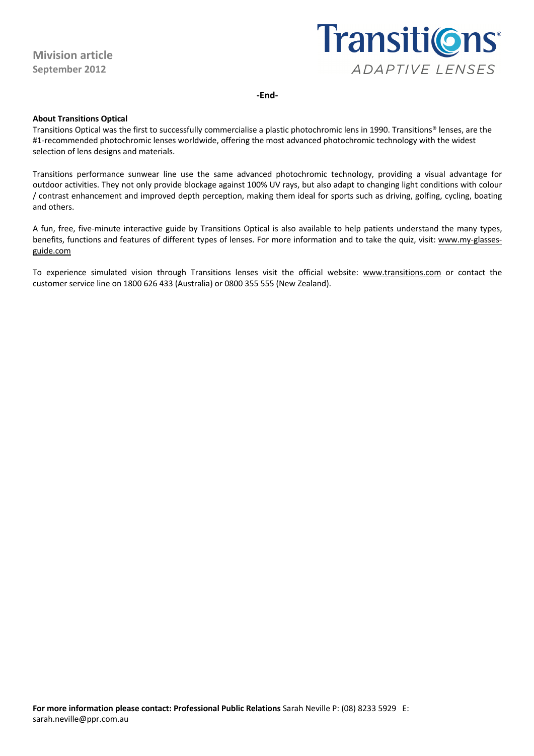**-End-**

**About Transitions Optical**

Transitions Optical was the first to successfully commercialise a plastic photochromic lens in 1990. Transitions® lenses, are the #1-recommended photochromic lenses worldwide, offering the most advanced photochromic technology with the widest selection of lens designs and materials.

Transitions performance sunwear line use the same advanced photochromic technology, providing a visual advantage for outdoor activities. They not only provide blockage against 100% UV rays, but also adapt to changing light conditions with colour / contrast enhancement and improved depth perception, making them ideal for sports such as driving, golfing, cycling, boating and others.

A fun, free, five-minute interactive guide by Transitions Optical is also available to help patients understand the many types, benefits, functions and features of different types of lenses. For more information and to take the quiz, visit: www.my-glasses-guide.com

To experience simulated vision through Transitions lenses visit the official website: www.transitions.com or contact the customer service line on 1800 626 433 (Australia) or 0800 355 555 (New Zealand).

**For more information please contact: Professional Public Relations** Sarah Neville P: (08) 8233 5929 E: sarah.neville@ppr.com.au